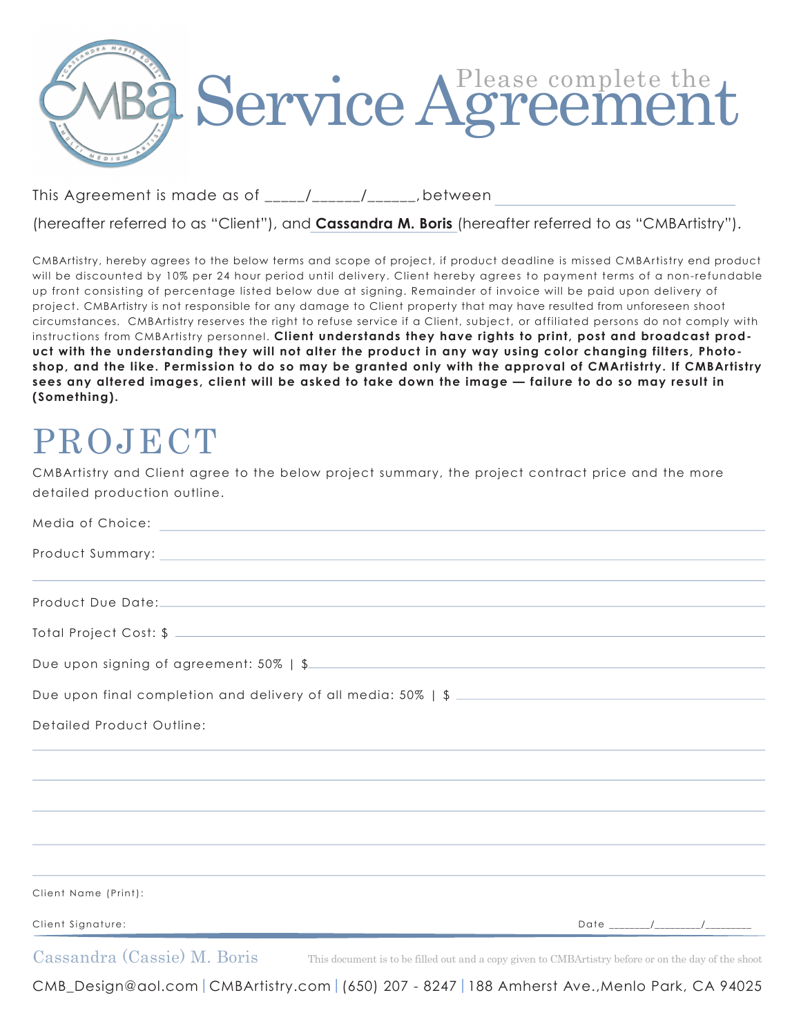# Please complete the Service Agreement

This Agreement is made as of _____/______/______, between ______________________________

(hereafter referred to as "Client"), and **Cassandra M. Boris** (hereafter referred to as "CMBArtistry").

CMBArtistry, hereby agrees to the below terms and scope of project, if product deadline is missed CMBArtistry end product will be discounted by 10% per 24 hour period until delivery. Client hereby agrees to payment terms of a non-refundable up front consisting of percentage listed below due at signing. Remainder of invoice will be paid upon delivery of project. CMBArtistry is not responsible for any damage to Client property that may have resulted from unforeseen shoot circumstances. CMBArtistry reserves the right to refuse service if a Client, subject, or affiliated persons do not comply with instructions from CMBArtistry personnel. **Client understands they have rights to print, post and broadcast product with the understanding they will not alter the product in any way using color changing filters, Photoshop, and the like. Permission to do so may be granted only with the approval of CMArtistrty. If CMBArtistry sees any altered images, client will be asked to take down the image — failure to do so may result in (Something).**

# PROJECT

CMBArtistry and Client agree to the below project summary, the project contract price and the more detailed production outline.

Media of Choice: ______________________________

Product Summary: ______________________________

______________________________

Product Due Date: ______________________________

Total Project Cost: $ ______________________________

Due upon signing of agreement: 50% | $ ______________________________

Due upon final completion and delivery of all media: 50% | $ ______________________________

Detailed Product Outline:

______________________________

______________________________

______________________________

______________________________

______________________________

Client Name (Print):

Client Signature: Date _______/________/________

Cassandra (Cassie) M. Boris

This document is to be filled out and a copy given to CMBArtistry before or on the day of the shoot

CMB_Design@aol.com | CMBArtistry.com | (650) 207 - 8247 | 188 Amherst Ave.,Menlo Park, CA 94025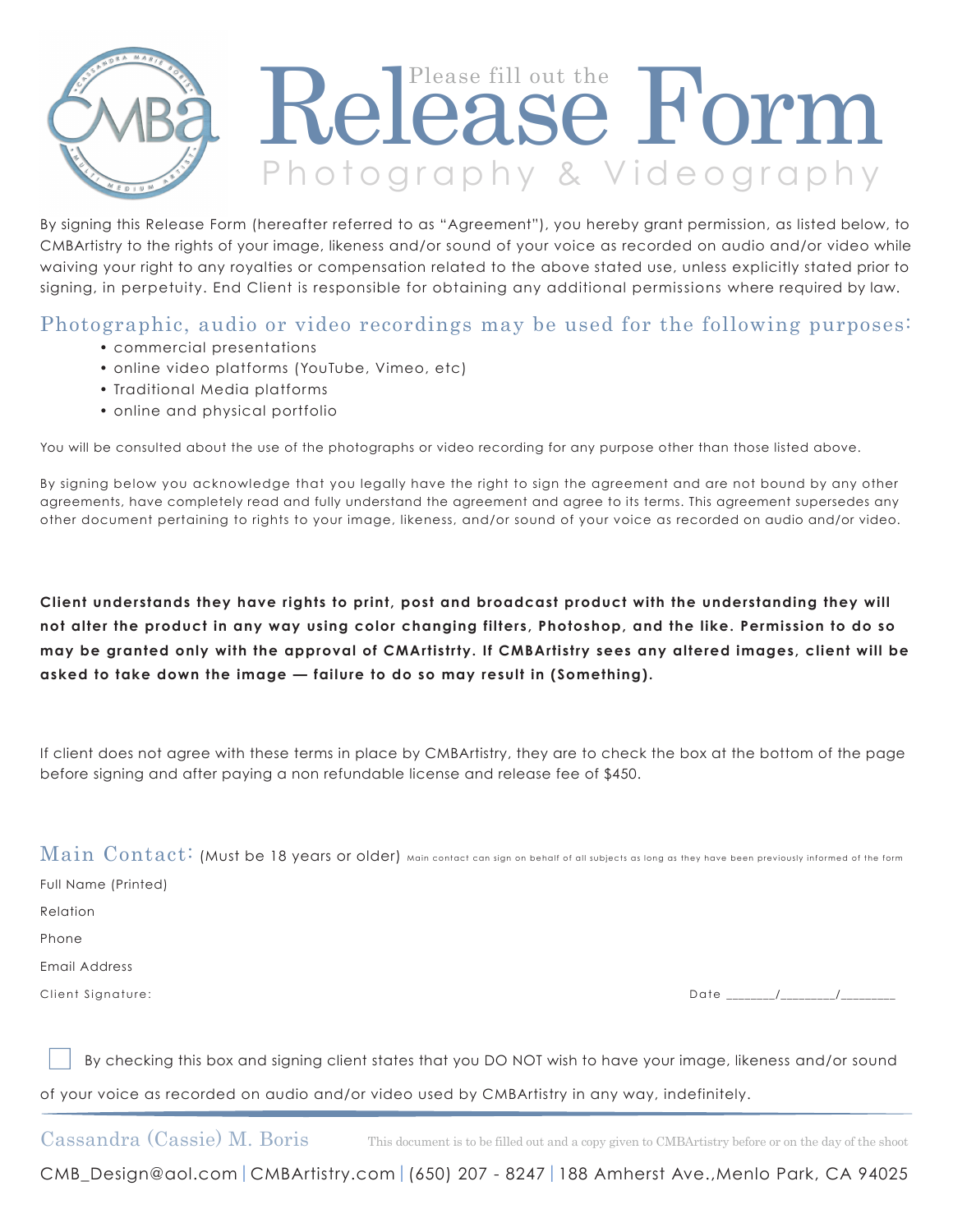# Please fill out the Release Form

## Photography & Videography

By signing this Release Form (hereafter referred to as "Agreement"), you hereby grant permission, as listed below, to CMBArtistry to the rights of your image, likeness and/or sound of your voice as recorded on audio and/or video while waiving your right to any royalties or compensation related to the above stated use, unless explicitly stated prior to signing, in perpetuity. End Client is responsible for obtaining any additional permissions where required by law.

## Photographic, audio or video recordings may be used for the following purposes:

- commercial presentations
- online video platforms (YouTube, Vimeo, etc)
- Traditional Media platforms
- online and physical portfolio

You will be consulted about the use of the photographs or video recording for any purpose other than those listed above.

By signing below you acknowledge that you legally have the right to sign the agreement and are not bound by any other agreements, have completely read and fully understand the agreement and agree to its terms. This agreement supersedes any other document pertaining to rights to your image, likeness, and/or sound of your voice as recorded on audio and/or video.

**Client understands they have rights to print, post and broadcast product with the understanding they will not alter the product in any way using color changing filters, Photoshop, and the like. Permission to do so may be granted only with the approval of CMArtistrty. If CMBArtistry sees any altered images, client will be asked to take down the image — failure to do so may result in (Something).**

If client does not agree with these terms in place by CMBArtistry, they are to check the box at the bottom of the page before signing and after paying a non refundable license and release fee of $450.

## Main Contact: (Must be 18 years or older) Main contact can sign on behalf of all subjects as long as they have been previously informed of the form

Full Name (Printed)

Relation

Phone

Email Address

Client Signature: Date ________/________/________

☐ By checking this box and signing client states that you DO NOT wish to have your image, likeness and/or sound of your voice as recorded on audio and/or video used by CMBArtistry in any way, indefinitely.

Cassandra (Cassie) M. Boris

This document is to be filled out and a copy given to CMBArtistry before or on the day of the shoot

CMB_Design@aol.com | CMBArtistry.com | (650) 207 - 8247 | 188 Amherst Ave.,Menlo Park, CA 94025